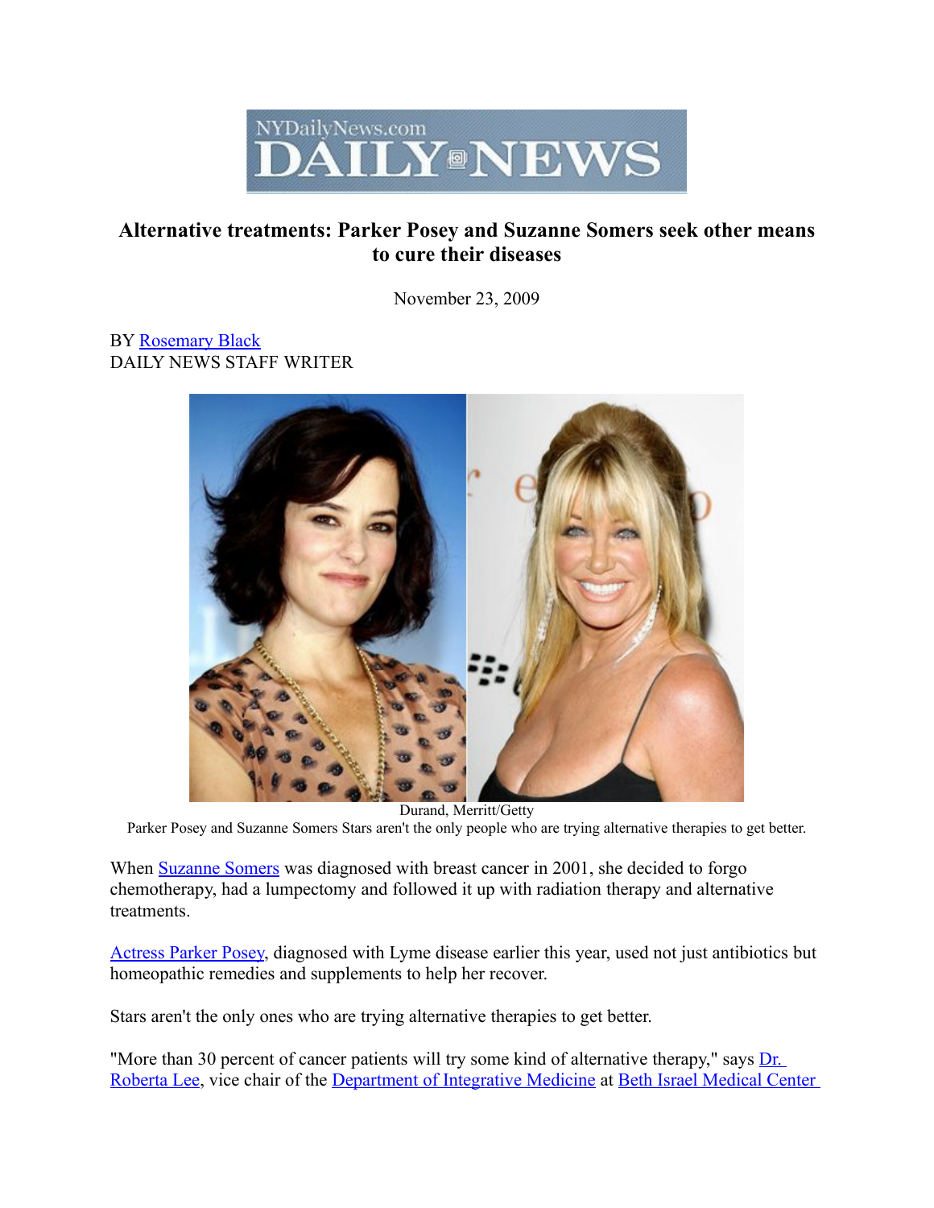NYDailyNews.com DAILY NEWS

# Alternative treatments: Parker Posey and Suzanne Somers seek other means to cure their diseases

November 23, 2009

BY Rosemary Black
DAILY NEWS STAFF WRITER

Durand, Merritt/Getty
Parker Posey and Suzanne Somers Stars aren't the only people who are trying alternative therapies to get better.

When Suzanne Somers was diagnosed with breast cancer in 2001, she decided to forgo chemotherapy, had a lumpectomy and followed it up with radiation therapy and alternative treatments.

Actress Parker Posey, diagnosed with Lyme disease earlier this year, used not just antibiotics but homeopathic remedies and supplements to help her recover.

Stars aren't the only ones who are trying alternative therapies to get better.

"More than 30 percent of cancer patients will try some kind of alternative therapy," says Dr. Roberta Lee, vice chair of the Department of Integrative Medicine at Beth Israel Medical Center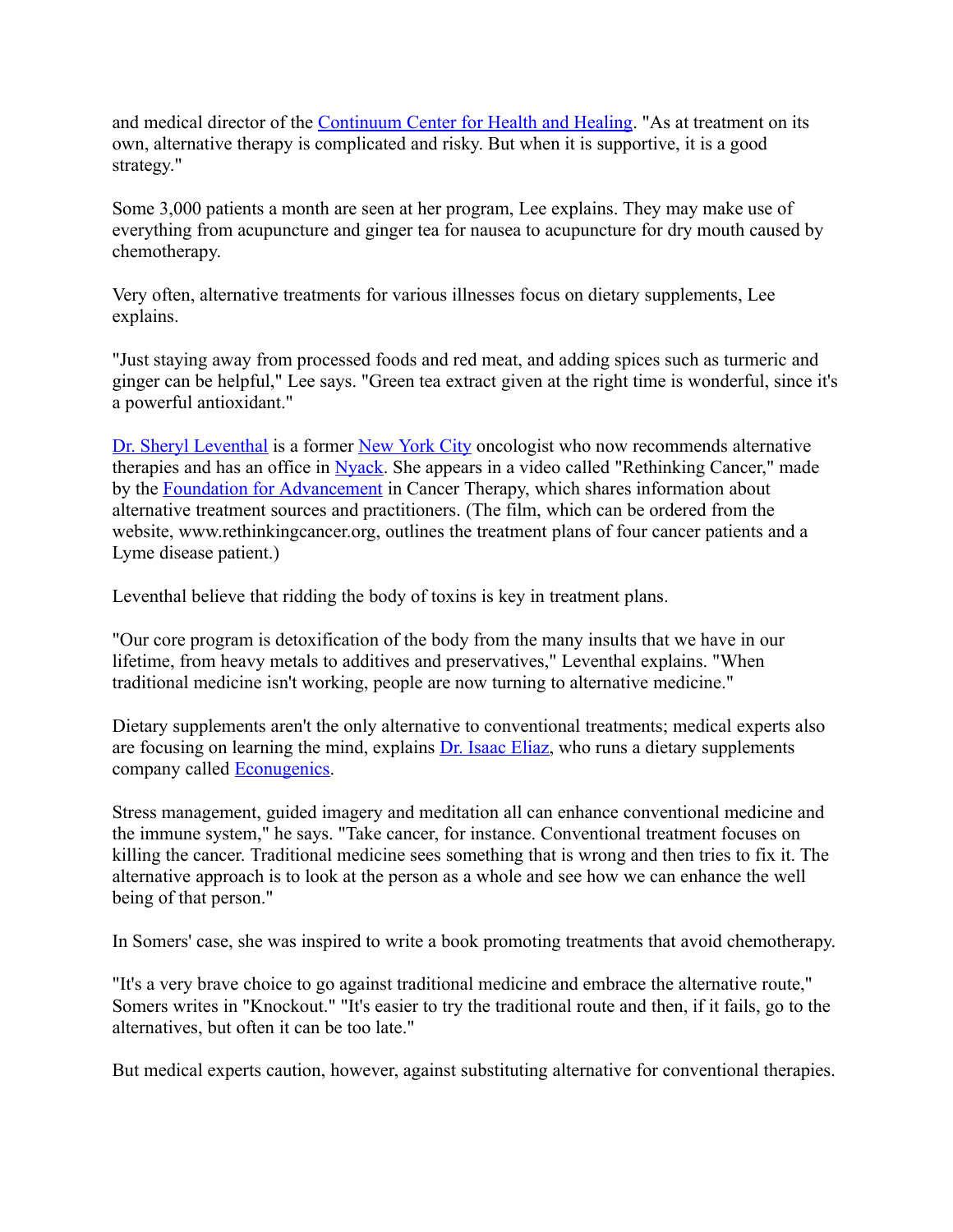and medical director of the Continuum Center for Health and Healing. "As at treatment on its own, alternative therapy is complicated and risky. But when it is supportive, it is a good strategy."

Some 3,000 patients a month are seen at her program, Lee explains. They may make use of everything from acupuncture and ginger tea for nausea to acupuncture for dry mouth caused by chemotherapy.

Very often, alternative treatments for various illnesses focus on dietary supplements, Lee explains.

"Just staying away from processed foods and red meat, and adding spices such as turmeric and ginger can be helpful," Lee says. "Green tea extract given at the right time is wonderful, since it's a powerful antioxidant."

Dr. Sheryl Leventhal is a former New York City oncologist who now recommends alternative therapies and has an office in Nyack. She appears in a video called "Rethinking Cancer," made by the Foundation for Advancement in Cancer Therapy, which shares information about alternative treatment sources and practitioners. (The film, which can be ordered from the website, www.rethinkingcancer.org, outlines the treatment plans of four cancer patients and a Lyme disease patient.)

Leventhal believe that ridding the body of toxins is key in treatment plans.

"Our core program is detoxification of the body from the many insults that we have in our lifetime, from heavy metals to additives and preservatives," Leventhal explains. "When traditional medicine isn't working, people are now turning to alternative medicine."

Dietary supplements aren't the only alternative to conventional treatments; medical experts also are focusing on learning the mind, explains Dr. Isaac Eliaz, who runs a dietary supplements company called Econugenics.

Stress management, guided imagery and meditation all can enhance conventional medicine and the immune system," he says. "Take cancer, for instance. Conventional treatment focuses on killing the cancer. Traditional medicine sees something that is wrong and then tries to fix it. The alternative approach is to look at the person as a whole and see how we can enhance the well being of that person."

In Somers' case, she was inspired to write a book promoting treatments that avoid chemotherapy.

"It's a very brave choice to go against traditional medicine and embrace the alternative route," Somers writes in "Knockout." "It's easier to try the traditional route and then, if it fails, go to the alternatives, but often it can be too late."

But medical experts caution, however, against substituting alternative for conventional therapies.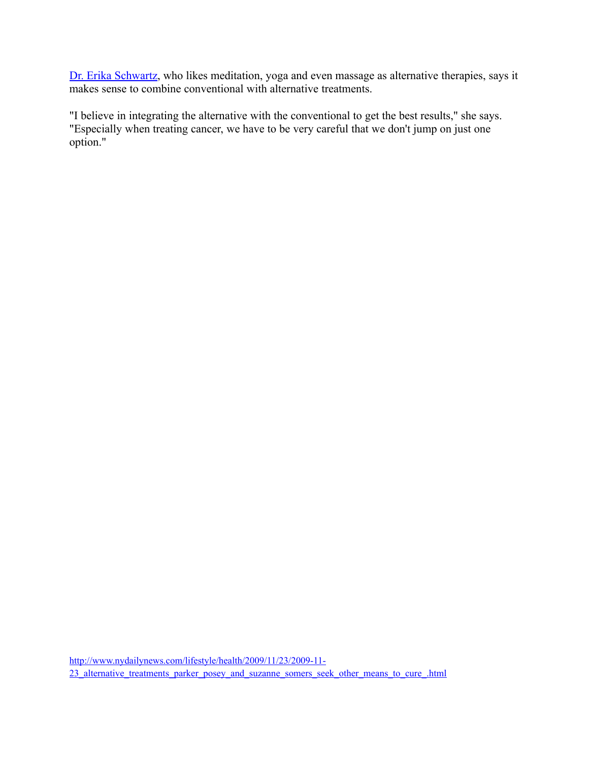[Dr. Erika Schwartz](), who likes meditation, yoga and even massage as alternative therapies, says it makes sense to combine conventional with alternative treatments.

"I believe in integrating the alternative with the conventional to get the best results," she says. "Especially when treating cancer, we have to be very careful that we don't jump on just one option."

http://www.nydailynews.com/lifestyle/health/2009/11/23/2009-11-23_alternative_treatments_parker_posey_and_suzanne_somers_seek_other_means_to_cure_.html